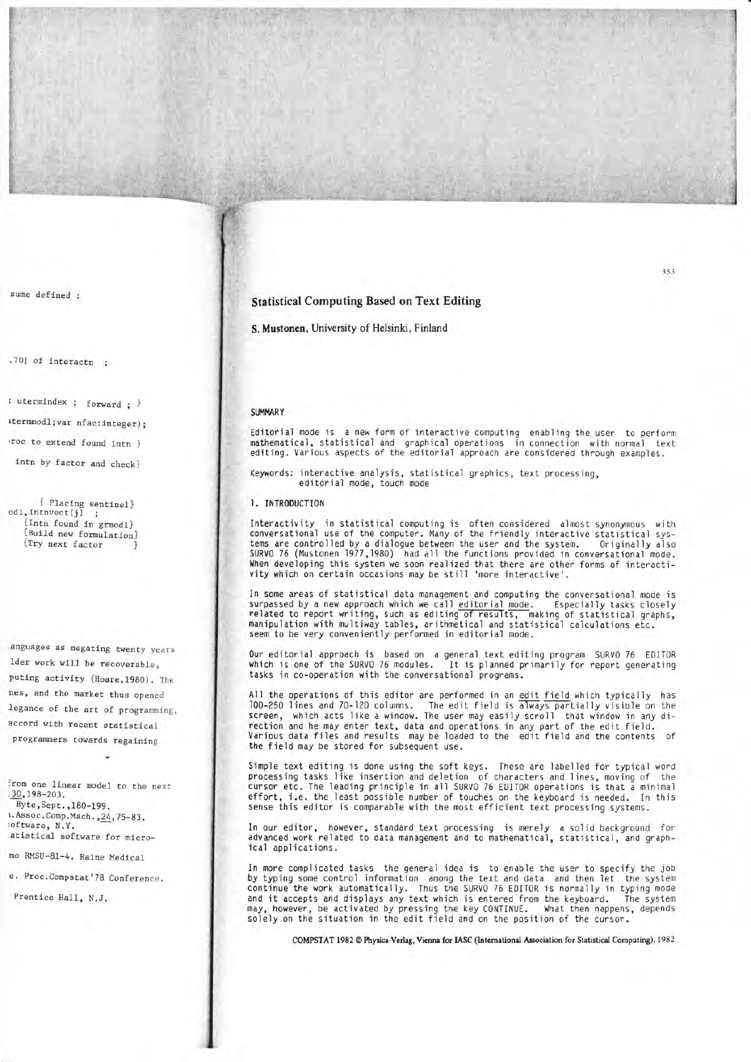# Statistical Computing Based on Text Editing

**S. Mustonen**, University of Helsinki, Finland

## SUMMARY

Editorial mode is a new form of interactive computing enabling the user to perform mathematical, statistical and graphical operations in connection with normal text editing. Various aspects of the editorial approach are considered through examples.

Keywords: interactive analysis, statistical graphics, text processing, editorial mode, touch mode

## 1. INTRODUCTION

Interactivity in statistical computing is often considered almost synonymous with conversational use of the computer. Many of the friendly interactive statistical systems are controlled by a dialogue between the user and the system. Originally also SURVO 76 (Mustonen 1977,1980) had all the functions provided in conversational mode. When developing this system we soon realized that there are other forms of interactivity which on certain occasions may be still 'more interactive'.

In some areas of statistical data management and computing the conversational mode is surpassed by a new approach which we call editorial mode. Especially tasks closely related to report writing, such as editing of results, making of statistical graphs, manipulation with multiway tables, arithmetical and statistical calculations etc. seem to be very conveniently performed in editorial mode.

Our editorial approach is based on a general text editing program SURVO 76 EDITOR which is one of the SURVO 76 modules. It is planned primarily for report generating tasks in co-operation with the conversational programs.

All the operations of this editor are performed in an edit field which typically has 100-250 lines and 70-120 columns. The edit field is always partially visible on the screen, which acts like a window. The user may easily scroll that window in any direction and he may enter text, data and operations in any part of the edit field. Various data files and results may be loaded to the edit field and the contents of the field may be stored for subsequent use.

Simple text editing is done using the soft keys. These are labelled for typical word processing tasks like insertion and deletion of characters and lines, moving of the cursor etc. The leading principle in all SURVO 76 EDITOR operations is that a minimal effort, i.e. the least possible number of touches on the keyboard is needed. In this sense this editor is comparable with the most efficient text processing systems.

In our editor, however, standard text processing is merely a solid background for advanced work related to data management and to mathematical, statistical, and graphical applications.

In more complicated tasks the general idea is to enable the user to specify the job by typing some control information among the text and data and then let the system continue the work automatically. Thus the SURVO 76 EDITOR is normally in typing mode and it accepts and displays any text which is entered from the keyboard. The system may, however, be activated by pressing the key CONTINUE. What then happens, depends solely on the situation in the edit field and on the position of the cursor.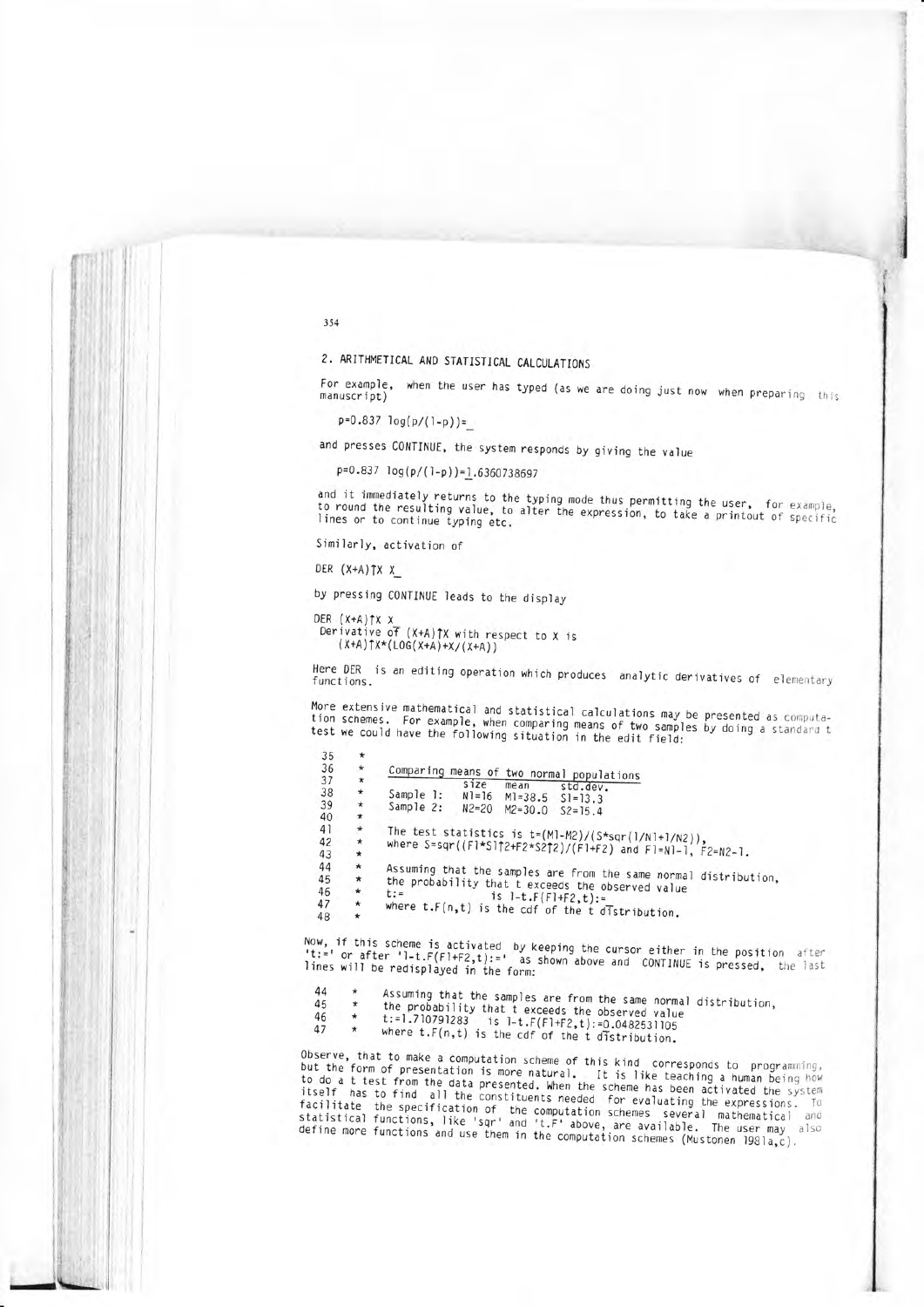## 2. ARITHMETICAL AND STATISTICAL CALCULATIONS

For example, when the user has typed (as we are doing just now when preparing this manuscript)

```
p=0.837 log(p/(1-p))=_
```

and presses CONTINUE, the system responds by giving the value

```
p=0.837 log(p/(1-p))=1.6360738697
```

and it immediately returns to the typing mode thus permitting the user, for example, to round the resulting value, to alter the expression, to take a printout of specific lines or to continue typing etc.

Similarly, activation of

```
DER (X+A)↑X X_
```

by pressing CONTINUE leads to the display

```
DER (X+A)↑X X
 Derivative of (X+A)↑X with respect to X is
     (X+A)↑X*(LOG(X+A)+X/(X+A))
```

Here DER is an editing operation which produces analytic derivatives of elementary functions.

More extensive mathematical and statistical calculations may be presented as computation schemes. For example, when comparing means of two samples by doing a standard t test we could have the following situation in the edit field:

```
35  *
36  *    Comparing means of two normal populations
37  *                size    mean     std.dev.
38  *    Sample 1:   N1=16   M1=38.5  S1=13.3
39  *    Sample 2:   N2=20   M2=30.0  S2=15.4
40  *
41  *    The test statistics is t=(M1-M2)/(S*sqr(1/N1+1/N2)),
42  *    where S=sqr((F1*S1↑2+F2*S2↑2)/(F1+F2) and F1=N1-1, F2=N2-1.
43  *
44  *    Assuming that the samples are from the same normal distribution,
45  *    the probability that t exceeds the observed value
46  *    t:=            is 1-t.F(F1+F2,t):=_
47  *    where t.F(n,t) is the cdf of the t distribution.
48  *
```

Now, if this scheme is activated by keeping the cursor either in the position after 't:=' or after '1-t.F(F1+F2,t):=' as shown above and CONTINUE is pressed, the last lines will be redisplayed in the form:

```
44  *    Assuming that the samples are from the same normal distribution,
45  *    the probability that t exceeds the observed value
46  *    t:=1.710791283   is 1-t.F(F1+F2,t):=0.0482531105
47  *    where t.F(n,t) is the cdf of the t distribution.
```

Observe, that to make a computation scheme of this kind corresponds to programming, but the form of presentation is more natural. It is like teaching a human being how to do a t test from the data presented. When the scheme has been activated the system itself has to find all the constituents needed for evaluating the expressions. To facilitate the specification of the computation schemes several mathematical and statistical functions, like 'sqr' and 't.F' above, are available. The user may also define more functions and use them in the computation schemes (Mustonen 1981a,c).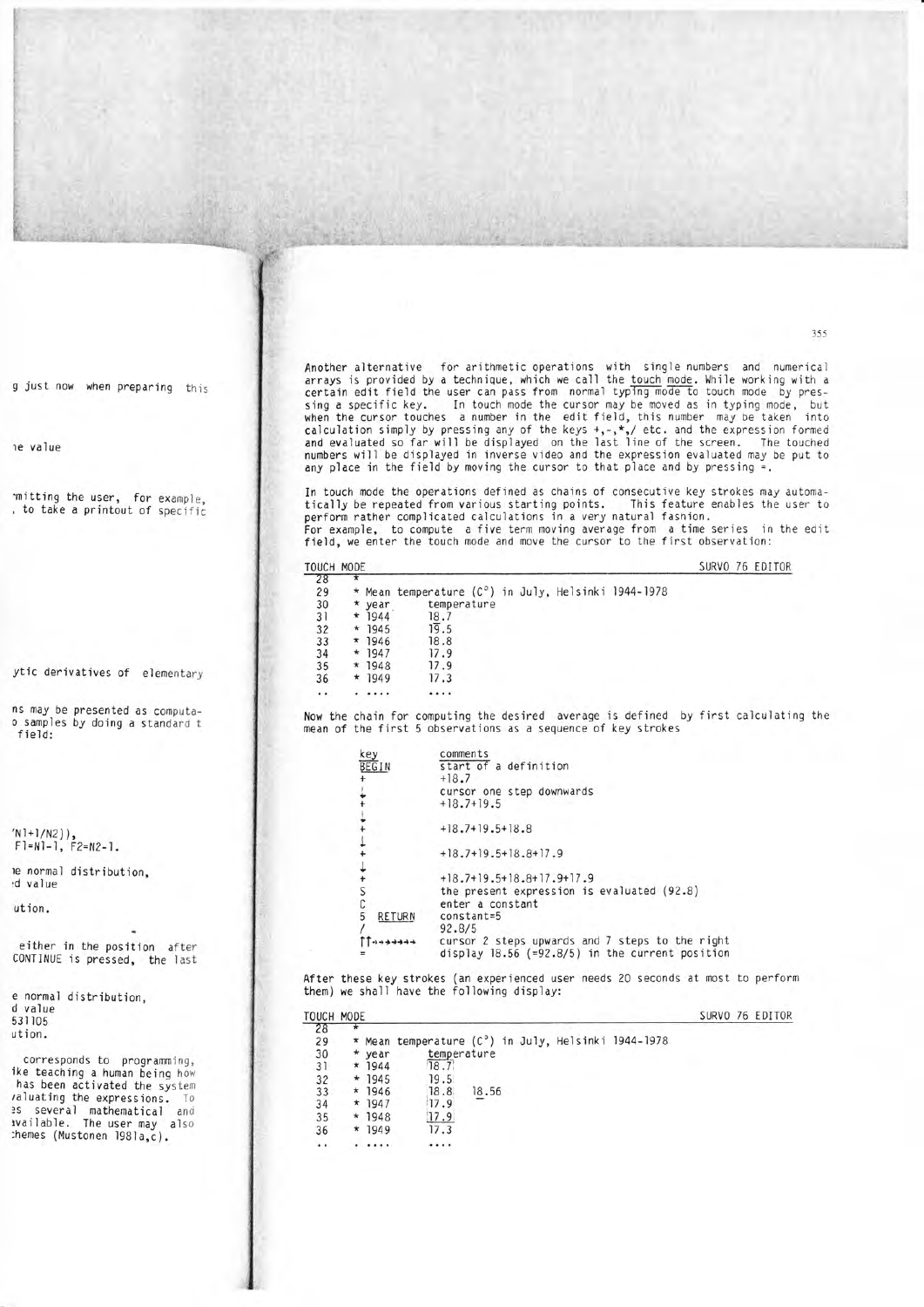Another alternative for arithmetic operations with single numbers and numerical arrays is provided by a technique, which we call the touch mode. While working with a certain edit field the user can pass from normal typing mode to touch mode by pressing a specific key. In touch mode the cursor may be moved as in typing mode, but when the cursor touches a number in the edit field, this number may be taken into calculation simply by pressing any of the keys +,-,*,/ etc. and the expression formed and evaluated so far will be displayed on the last line of the screen. The touched numbers will be displayed in inverse video and the expression evaluated may be put to any place in the field by moving the cursor to that place and by pressing =.

In touch mode the operations defined as chains of consecutive key strokes may automatically be repeated from various starting points. This feature enables the user to perform rather complicated calculations in a very natural fashion.
For example, to compute a five term moving average from a time series in the edit field, we enter the touch mode and move the cursor to the first observation:

```
TOUCH MODE                                              SURVO 76 EDITOR
 28   *
 29   * Mean temperature (C°) in July, Helsinki 1944-1978
 30   * year      temperature
 31   * 1944      18.7
 32   * 1945      19.5
 33   * 1946      18.8
 34   * 1947      17.9
 35   * 1948      17.9
 36   * 1949      17.3
 ..   . ....      ....
```

Now the chain for computing the desired average is defined by first calculating the mean of the first 5 observations as a sequence of key strokes

```
key           comments
BEGIN         start of a definition
+             +18.7
↓             cursor one step downwards
+             +18.7+19.5
↓
+             +18.7+19.5+18.8
↓
+             +18.7+19.5+18.8+17.9
↓
+             +18.7+19.5+18.8+17.9+17.9
S             the present expression is evaluated (92.8)
C             enter a constant
5  RETURN     constant=5
/             92.8/5
↑↑→→→→→→→     cursor 2 steps upwards and 7 steps to the right
=             display 18.56 (=92.8/5) in the current position
```

After these key strokes (an experienced user needs 20 seconds at most to perform them) we shall have the following display:

```
TOUCH MODE                                              SURVO 76 EDITOR
 28   *
 29   * Mean temperature (C°) in July, Helsinki 1944-1978
 30   * year      temperature
 31   * 1944      18.7
 32   * 1945      19.5
 33   * 1946      18.8   18.56
 34   * 1947      17.9
 35   * 1948      17.9
 36   * 1949      17.3
 ..   . ....      ....
```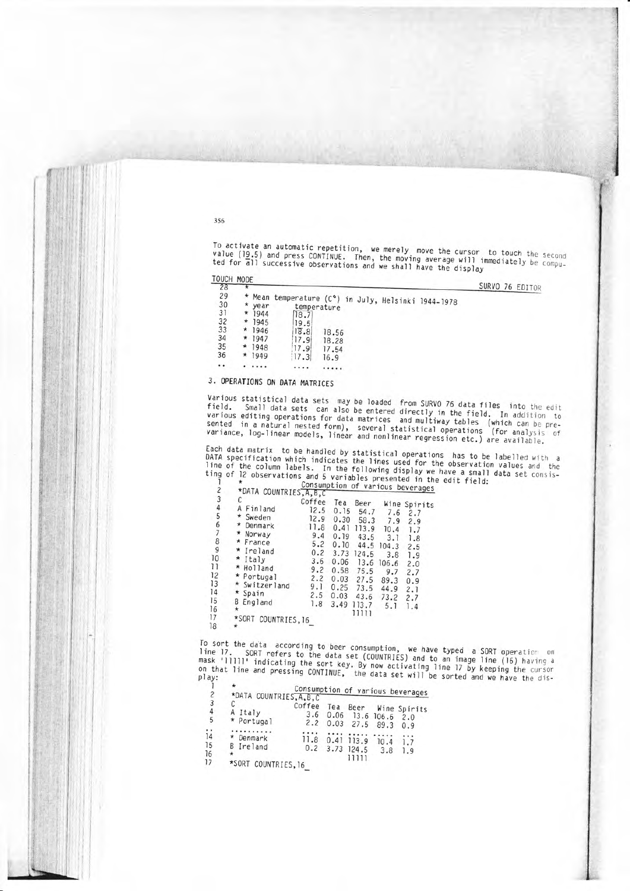To activate an automatic repetition, we merely move the cursor to touch the second value (19.5) and press CONTINUE. Then, the moving average will immediately be computed for all successive observations and we shall have the display

```
TOUCH MODE                                                  SURVO 76 EDITOR
 28   *
 29   * Mean temperature (C°) in July, Helsinki 1944-1978
 30   * year      temperature
 31   * 1944      |18.7|
 32   * 1945      |19.5|
 33   * 1946      |18.8|   18.56
 34   * 1947      |17.9|   18.28
 35   * 1948      |17.9|   17.54
 36   * 1949      |17.3|   16.9
 ..   * ....       ....    .....
```

## 3. OPERATIONS ON DATA MATRICES

Various statistical data sets may be loaded from SURVO 76 data files into the edit field. Small data sets can also be entered directly in the field. In addition to various editing operations for data matrices and multiway tables (which can be presented in a natural nested form), several statistical operations (for analysis of variance, log-linear models, linear and nonlinear regression etc.) are available.

Each data matrix to be handled by statistical operations has to be labelled with a DATA specification which indicates the lines used for the observation values and the line of the column labels. In the following display we have a small data set consisting of 12 observations and 5 variables presented in the edit field:

```
 1   *                 Consumption of various beverages
 2   *DATA COUNTRIES,A,B,C
 3   C
                      Coffee  Tea   Beer   Wine  Spirits
 4   A Finland         12.5  0.15   54.7    7.6   2.7
 5   * Sweden          12.9  0.30   58.3    7.9   2.9
 6   * Denmark         11.8  0.41  113.9   10.4   1.7
 7   * Norway           9.4  0.19   43.5    3.1   1.8
 8   * France           5.2  0.10   44.5  104.3   2.5
 9   * Ireland          0.2  3.73  124.5    3.8   1.9
10   * Italy            3.6  0.06   13.6  106.6   2.0
11   * Holland          9.2  0.58   75.5    9.7   2.7
12   * Portugal         2.2  0.03   27.5   89.3   0.9
13   * Switzerland      9.1  0.25   73.5   44.9   2.1
14   * Spain            2.5  0.03   43.6   73.2   2.7
15   B England          1.8  3.49  113.7    5.1   1.4
16   *                              11111
17   *SORT COUNTRIES,16_
18   *
```

To sort the data according to beer consumption, we have typed a SORT operation on line 17. SORT refers to the data set (COUNTRIES) and to an image line (16) having a mask '11111' indicating the sort key. By now activating line 17 by keeping the cursor on that line and pressing CONTINUE, the data set will be sorted and we have the display:

```
 1   *                 Consumption of various beverages
 2   *DATA COUNTRIES,A,B,C
 3   C
                      Coffee  Tea   Beer   Wine  Spirits
 4   A Italy            3.6  0.06   13.6  106.6   2.0
 5   * Portugal         2.2  0.03   27.5   89.3   0.9
 ..  ..........        ....  ....  .....  .....   ...
14   * Denmark         11.8  0.41  113.9   10.4   1.7
15   B Ireland          0.2  3.73  124.5    3.8   1.9
16   *                              11111
17   *SORT COUNTRIES,16_
```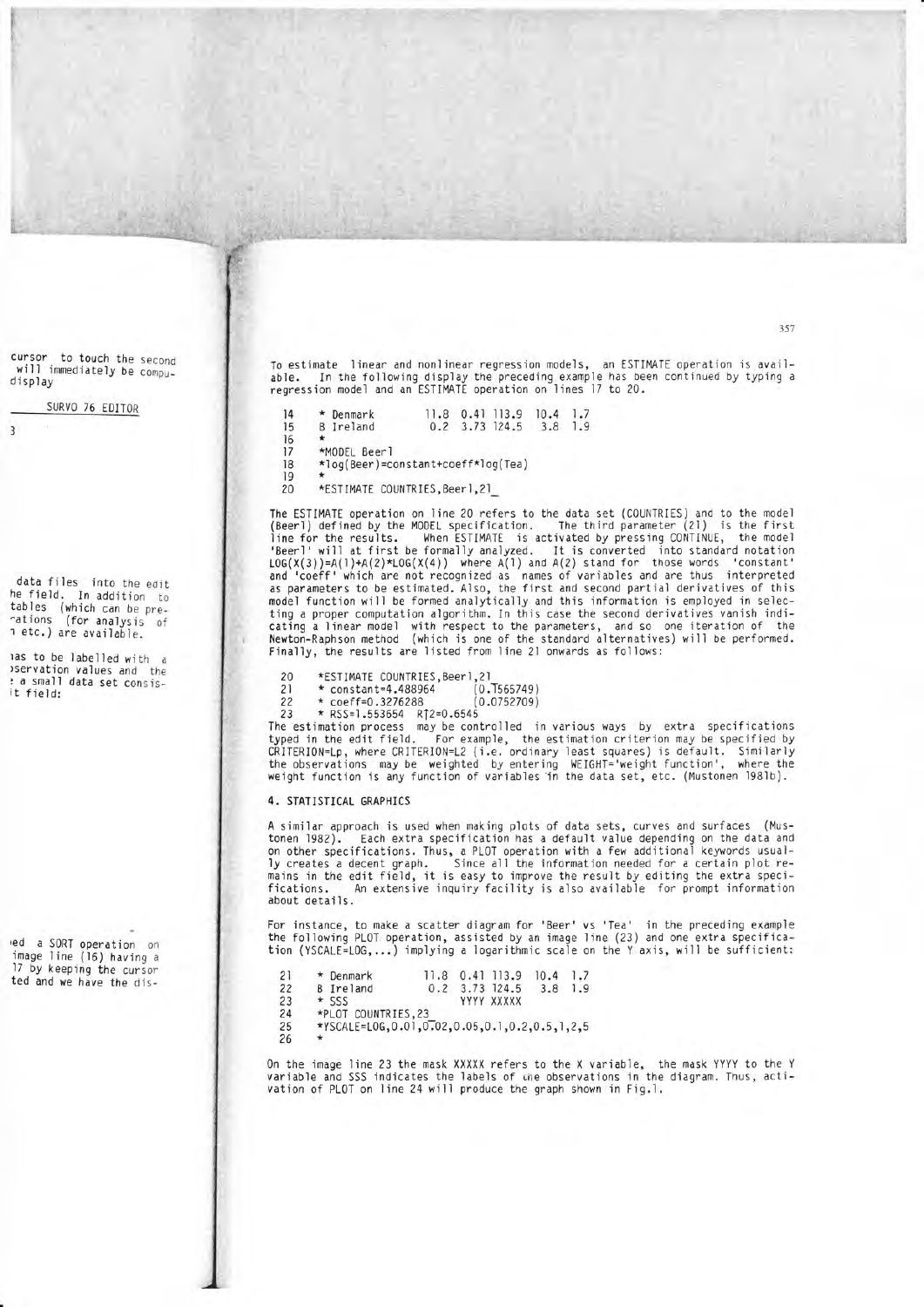To estimate linear and nonlinear regression models, an ESTIMATE operation is available. In the following display the preceding example has been continued by typing a regression model and an ESTIMATE operation on lines 17 to 20.

```
14    * Denmark        11.8  0.41 113.9  10.4  1.7
15    B Ireland         0.2  3.73 124.5   3.8  1.9
16    *
17    *MODEL Beer1
18    *log(Beer)=constant+coeff*log(Tea)
19    *
20    *ESTIMATE COUNTRIES,Beer1,21_
```

The ESTIMATE operation on line 20 refers to the data set (COUNTRIES) and to the model (Beer1) defined by the MODEL specification. The third parameter (21) is the first line for the results. When ESTIMATE is activated by pressing CONTINUE, the model 'Beer1' will at first be formally analyzed. It is converted into standard notation LOG(X(3))=A(1)+A(2)*LOG(X(4)) where A(1) and A(2) stand for those words 'constant' and 'coeff' which are not recognized as names of variables and are thus interpreted as parameters to be estimated. Also, the first and second partial derivatives of this model function will be formed analytically and this information is employed in selecting a proper computation algorithm. In this case the second derivatives vanish indicating a linear model with respect to the parameters, and so one iteration of the Newton-Raphson method (which is one of the standard alternatives) will be performed. Finally, the results are listed from line 21 onwards as follows:

```
20    *ESTIMATE COUNTRIES,Beer1,21
21    * constant=4.488964      (0.1565749)
22    * coeff=0.3276288        (0.0752709)
23    * RSS=1.553654  R↑2=0.6545
```

The estimation process may be controlled in various ways by extra specifications typed in the edit field. For example, the estimation criterion may be specified by CRITERION=Lp, where CRITERION=L2 (i.e. ordinary least squares) is default. Similarly the observations may be weighted by entering WEIGHT='weight function', where the weight function is any function of variables in the data set, etc. (Mustonen 1981b).

## 4. STATISTICAL GRAPHICS

A similar approach is used when making plots of data sets, curves and surfaces (Mustonen 1982). Each extra specification has a default value depending on the data and on other specifications. Thus, a PLOT operation with a few additional keywords usually creates a decent graph. Since all the information needed for a certain plot remains in the edit field, it is easy to improve the result by editing the extra specifications. An extensive inquiry facility is also available for prompt information about details.

For instance, to make a scatter diagram for 'Beer' vs 'Tea' in the preceding example the following PLOT operation, assisted by an image line (23) and one extra specification (YSCALE=LOG,...) implying a logarithmic scale on the Y axis, will be sufficient:

```
21    * Denmark        11.8  0.41 113.9  10.4  1.7
22    B Ireland         0.2  3.73 124.5   3.8  1.9
23    * SSS                  YYYY XXXXX
24    *PLOT COUNTRIES,23
25    *YSCALE=LOG,0.01,0.02,0.05,0.1,0.2,0.5,1,2,5
26    *
```

On the image line 23 the mask XXXXX refers to the X variable, the mask YYYY to the Y variable and SSS indicates the labels of the observations in the diagram. Thus, activation of PLOT on line 24 will produce the graph shown in Fig.1.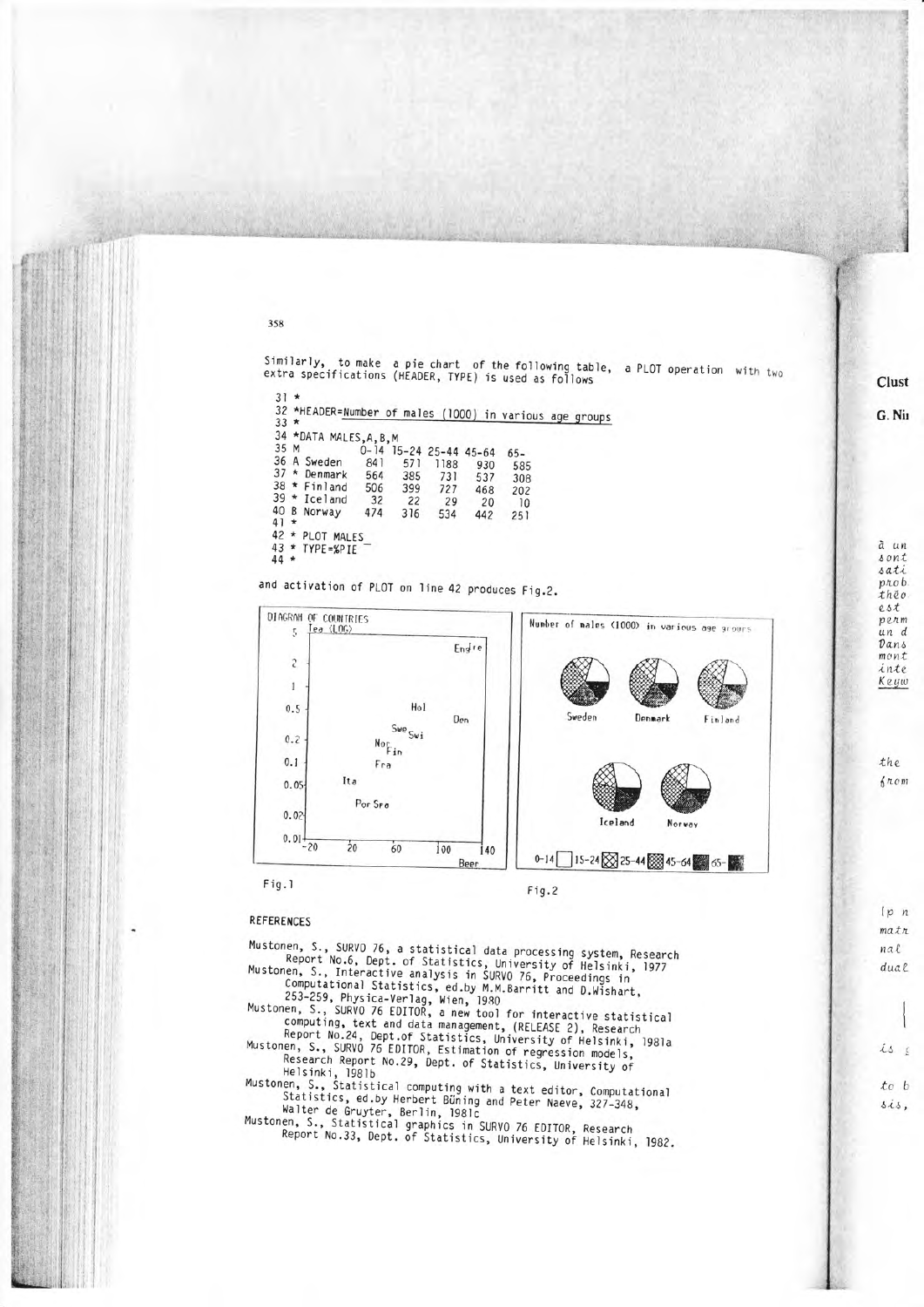Similarly, to make a pie chart of the following table, a PLOT operation with two extra specifications (HEADER, TYPE) is used as follows

```
31 *
32 *HEADER=Number of males (1000) in various age groups
33 *
34 *DATA MALES,A,B,M
35 M          0-14 15-24 25-44 45-64  65-
36 A Sweden    841   571  1188   930  585
37 * Denmark   564   385   731   537  308
38 * Finland   506   399   727   468  202
39 * Iceland    32    22    29    20   10
40 B Norway    474   316   534   442  251
41 *
42 * PLOT MALES
43 * TYPE=%PIE
44 *
```

and activation of PLOT on line 42 produces Fig.2.

DIAGRAM OF COUNTRIES
Tea (LOG)
5
2
1
0.5
0.2
0.1
0.05
0.02
0.01
-20 20 60 100 140
Beer
Engre
Hol
Den
Swe
Swi
Nor
Fin
Fra
Ita
Por Spa

Fig.1

Number of males (1000) in various age groups
Sweden
Denmark
Finland
Iceland
Norway
0-14 15-24 25-44 45-64 65-

Fig.2

## REFERENCES

Mustonen, S., SURVO 76, a statistical data processing system, Research Report No.6, Dept. of Statistics, University of Helsinki, 1977

Mustonen, S., Interactive analysis in SURVO 76, Proceedings in Computational Statistics, ed.by M.M.Barritt and D.Wishart, 253-259, Physica-Verlag, Wien, 1980

Mustonen, S., SURVO 76 EDITOR, a new tool for interactive statistical computing, text and data management, (RELEASE 2), Research Report No.24, Dept.of Statistics, University of Helsinki, 1981a

Mustonen, S., SURVO 76 EDITOR, Estimation of regression models, Research Report No.29, Dept. of Statistics, University of Helsinki, 1981b

Mustonen, S., Statistical computing with a text editor, Computational Statistics, ed.by Herbert Büning and Peter Naeve, 327-348, Walter de Gruyter, Berlin, 1981c

Mustonen, S., Statistical graphics in SURVO 76 EDITOR, Research Report No.33, Dept. of Statistics, University of Helsinki, 1982.